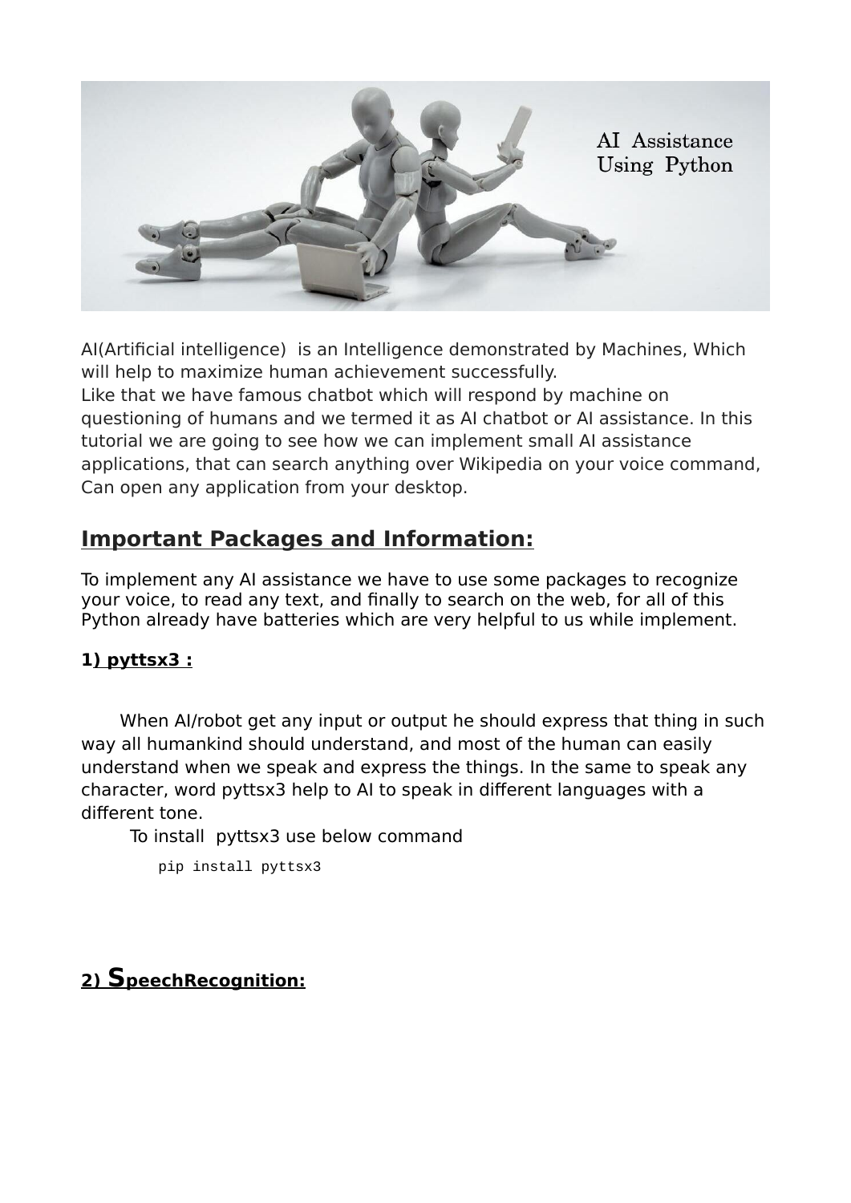AI(Artificial intelligence)  is an Intelligence demonstrated by Machines, Which will help to maximize human achievement successfully.
Like that we have famous chatbot which will respond by machine on questioning of humans and we termed it as AI chatbot or AI assistance. In this tutorial we are going to see how we can implement small AI assistance applications, that can search anything over Wikipedia on your voice command, Can open any application from your desktop.

## Important Packages and Information:

To implement any AI assistance we have to use some packages to recognize your voice, to read any text, and finally to search on the web, for all of this Python already have batteries which are very helpful to us while implement.

### 1) pyttsx3 :

When AI/robot get any input or output he should express that thing in such way all humankind should understand, and most of the human can easily understand when we speak and express the things. In the same to speak any character, word pyttsx3 help to AI to speak in different languages with a different tone.

To install  pyttsx3 use below command

```
pip install pyttsx3
```

### 2) SpeechRecognition: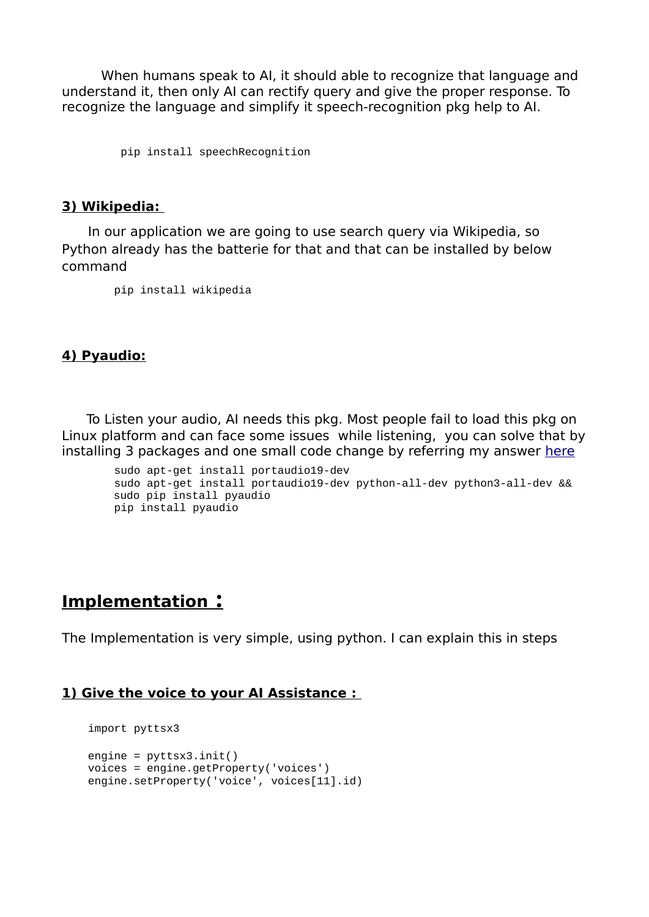When humans speak to AI, it should able to recognize that language and understand it, then only AI can rectify query and give the proper response. To recognize the language and simplify it speech-recognition pkg help to AI.

```
pip install speechRecognition
```

**3) Wikipedia:**

In our application we are going to use search query via Wikipedia, so Python already has the batterie for that and that can be installed by below command

```
pip install wikipedia
```

**4) Pyaudio:**

To Listen your audio, AI needs this pkg. Most people fail to load this pkg on Linux platform and can face some issues while listening, you can solve that by installing 3 packages and one small code change by referring my answer here

```
sudo apt-get install portaudio19-dev
sudo apt-get install portaudio19-dev python-all-dev python3-all-dev &&
sudo pip install pyaudio
pip install pyaudio
```

## Implementation :

The Implementation is very simple, using python. I can explain this in steps

**1) Give the voice to your AI Assistance :**

```
import pyttsx3

engine = pyttsx3.init()
voices = engine.getProperty('voices')
engine.setProperty('voice', voices[11].id)
```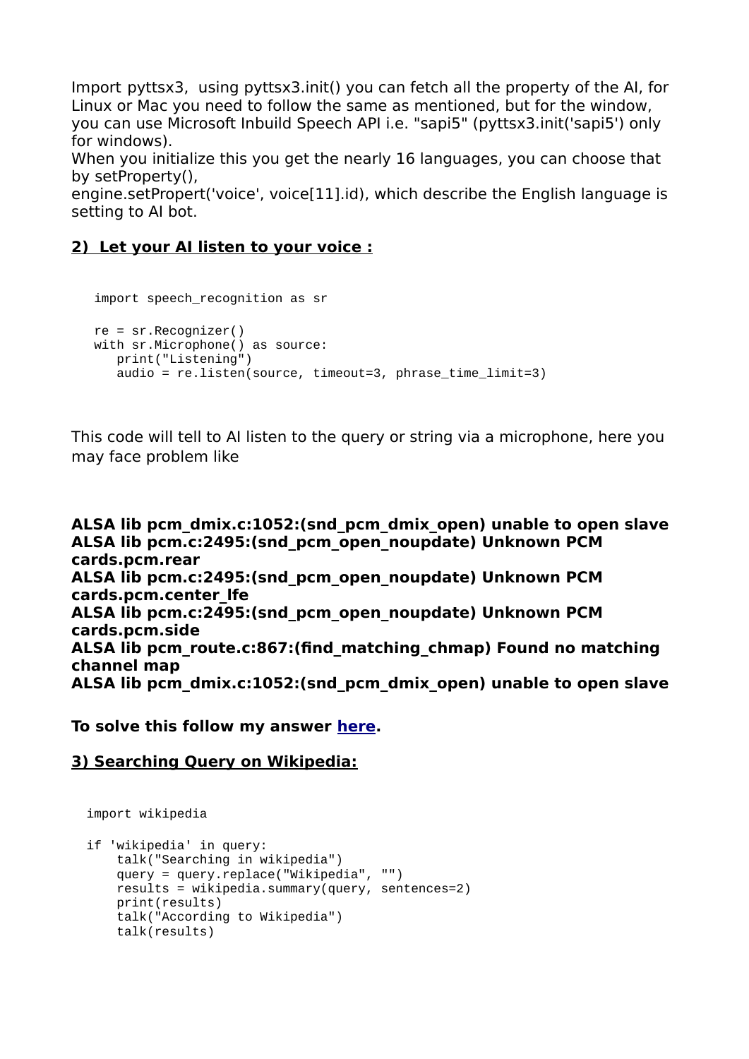Import pyttsx3,  using pyttsx3.init() you can fetch all the property of the AI, for Linux or Mac you need to follow the same as mentioned, but for the window, you can use Microsoft Inbuild Speech API i.e. "sapi5" (pyttsx3.init('sapi5') only for windows).
When you initialize this you get the nearly 16 languages, you can choose that by setProperty(),
engine.setPropert('voice', voice[11].id), which describe the English language is setting to AI bot.

## 2)  Let your AI listen to your voice :

```
import speech_recognition as sr

re = sr.Recognizer()
with sr.Microphone() as source:
   print("Listening")
   audio = re.listen(source, timeout=3, phrase_time_limit=3)
```

This code will tell to AI listen to the query or string via a microphone, here you may face problem like

**ALSA lib pcm_dmix.c:1052:(snd_pcm_dmix_open) unable to open slave**
**ALSA lib pcm.c:2495:(snd_pcm_open_noupdate) Unknown PCM cards.pcm.rear**
**ALSA lib pcm.c:2495:(snd_pcm_open_noupdate) Unknown PCM cards.pcm.center_lfe**
**ALSA lib pcm.c:2495:(snd_pcm_open_noupdate) Unknown PCM cards.pcm.side**
**ALSA lib pcm_route.c:867:(find_matching_chmap) Found no matching channel map**
**ALSA lib pcm_dmix.c:1052:(snd_pcm_dmix_open) unable to open slave**

**To solve this follow my answer here.**

## 3) Searching Query on Wikipedia:

```
import wikipedia

if 'wikipedia' in query:
    talk("Searching in wikipedia")
    query = query.replace("Wikipedia", "")
    results = wikipedia.summary(query, sentences=2)
    print(results)
    talk("According to Wikipedia")
    talk(results)
```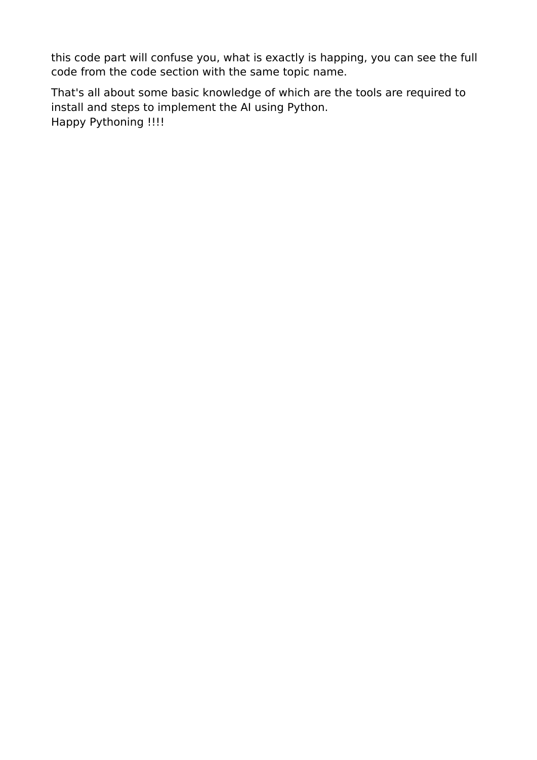this code part will confuse you, what is exactly is happing, you can see the full code from the code section with the same topic name.

That's all about some basic knowledge of which are the tools are required to install and steps to implement the AI using Python.
Happy Pythoning !!!!